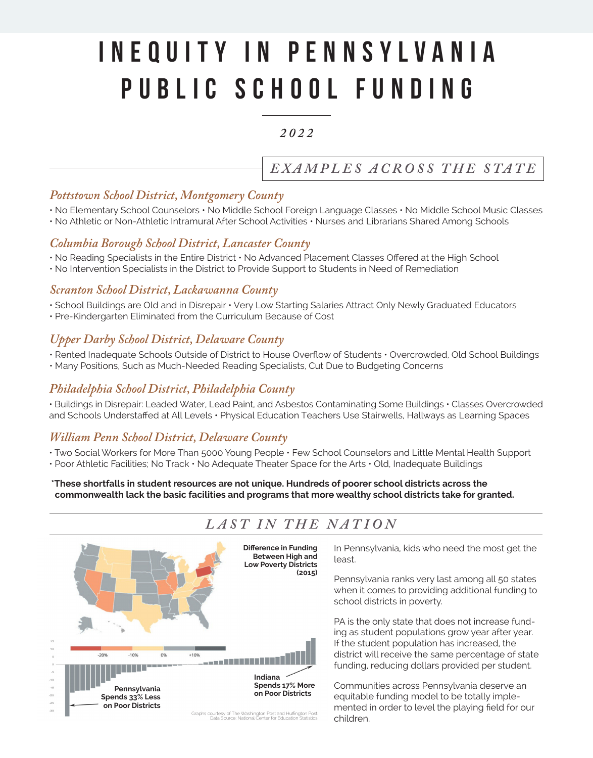# INEQUITY IN PENNSYLVANIA PUBLIC SCHOOL FUNDING

*2022*

## *EXAMPLES ACROSS THE STATE*

### *Pottstown School District, Montgomery County*

• No Elementary School Counselors • No Middle School Foreign Language Classes • No Middle School Music Classes
• No Athletic or Non-Athletic Intramural After School Activities • Nurses and Librarians Shared Among Schools

### *Columbia Borough School District, Lancaster County*

• No Reading Specialists in the Entire District • No Advanced Placement Classes Offered at the High School
• No Intervention Specialists in the District to Provide Support to Students in Need of Remediation

### *Scranton School District, Lackawanna County*

• School Buildings are Old and in Disrepair • Very Low Starting Salaries Attract Only Newly Graduated Educators
• Pre-Kindergarten Eliminated from the Curriculum Because of Cost

### *Upper Darby School District, Delaware County*

• Rented Inadequate Schools Outside of District to House Overflow of Students • Overcrowded, Old School Buildings
• Many Positions, Such as Much-Needed Reading Specialists, Cut Due to Budgeting Concerns

### *Philadelphia School District, Philadelphia County*

• Buildings in Disrepair: Leaded Water, Lead Paint, and Asbestos Contaminating Some Buildings • Classes Overcrowded and Schools Understaffed at All Levels • Physical Education Teachers Use Stairwells, Hallways as Learning Spaces

### *William Penn School District, Delaware County*

• Two Social Workers for More Than 5000 Young People • Few School Counselors and Little Mental Health Support
• Poor Athletic Facilities; No Track • No Adequate Theater Space for the Arts • Old, Inadequate Buildings

**\*These shortfalls in student resources are not unique. Hundreds of poorer school districts across the commonwealth lack the basic facilities and programs that more wealthy school districts take for granted.**

## *LAST IN THE NATION*

**Difference in Funding Between High and Low Poverty Districts (2015)**

-20% -10% 0% +10%

**Pennsylvania Spends 33% Less on Poor Districts**

**Indiana Spends 17% More on Poor Districts**

Graphs courtesy of The Washington Post and Huffington Post
Data Source: National Center for Education Statistics

In Pennsylvania, kids who need the most get the least.

Pennsylvania ranks very last among all 50 states when it comes to providing additional funding to school districts in poverty.

PA is the only state that does not increase funding as student populations grow year after year. If the student population has increased, the district will receive the same percentage of state funding, reducing dollars provided per student.

Communities across Pennsylvania deserve an equitable funding model to be totally implemented in order to level the playing field for our children.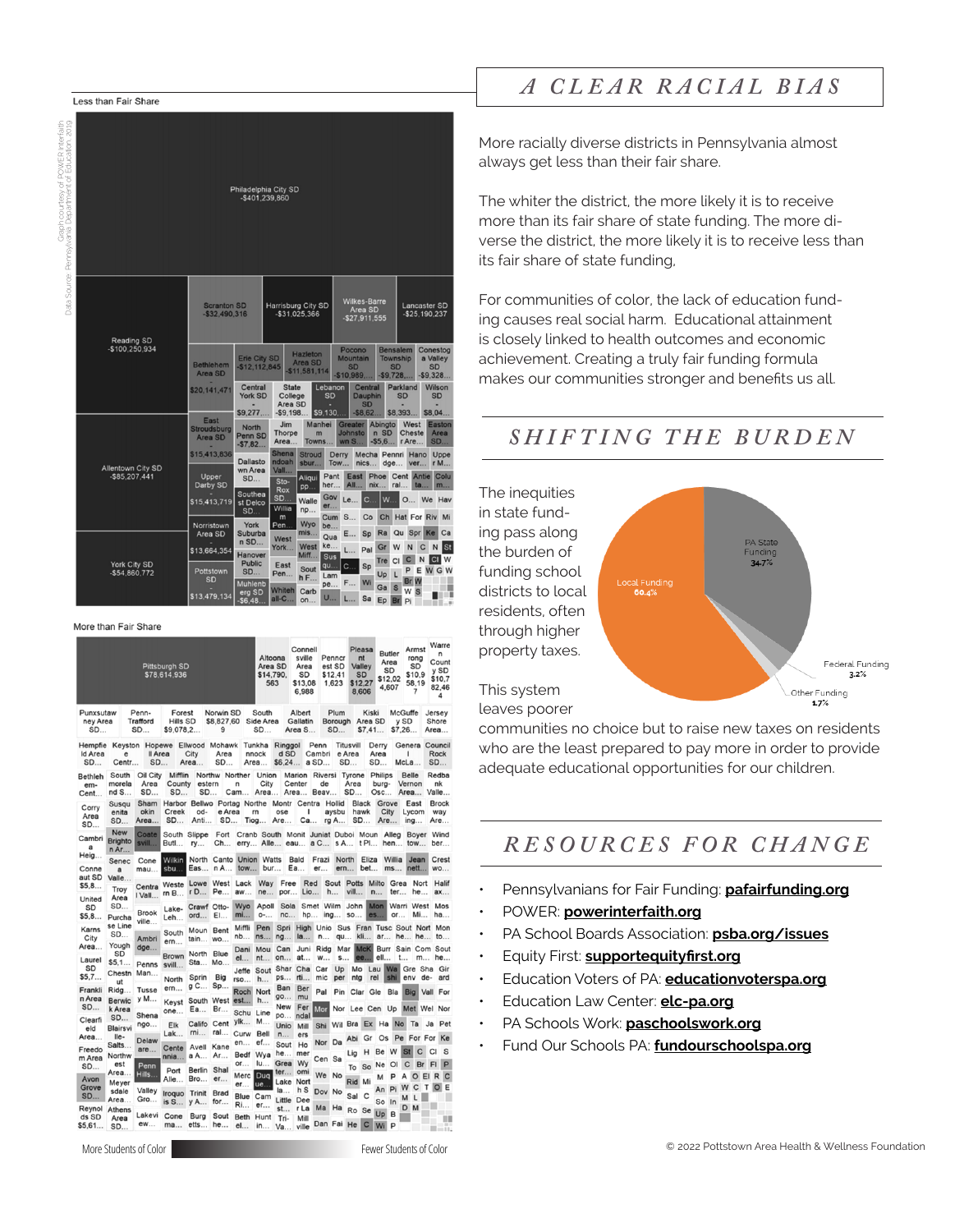Less than Fair Share

Philadelphia City SD
-$401,239,860

Reading SD
-$100,250,934

Scranton SD
-$32,490,316

Harrisburg City SD
-$31,025,366

Wilkes-Barre Area SD
-$27,911,555

Lancaster SD
-$25,190,237

Allentown City SD
-$85,207,441

York City SD
-$54,860,772

Graph courtesy of POWER Interfaith
Data Source: Pennsylvania Department of Education, 2019

More than Fair Share

Pittsburgh SD
$78,614,936

More Students of Color — Fewer Students of Color

# A CLEAR RACIAL BIAS

More racially diverse districts in Pennsylvania almost always get less than their fair share.

The whiter the district, the more likely it is to receive more than its fair share of state funding. The more diverse the district, the more likely it is to receive less than its fair share of state funding,

For communities of color, the lack of education funding causes real social harm. Educational attainment is closely linked to health outcomes and economic achievement. Creating a truly fair funding formula makes our communities stronger and benefits us all.

# SHIFTING THE BURDEN

The inequities in state funding pass along the burden of funding school districts to local residents, often through higher property taxes.

PA State Funding
34.7%

Local Funding
60.4%

Federal Funding
3.2%

Other Funding
1.7%

This system leaves poorer communities no choice but to raise new taxes on residents who are the least prepared to pay more in order to provide adequate educational opportunities for our children.

# RESOURCES FOR CHANGE

- Pennsylvanians for Fair Funding: **pafairfunding.org**
- POWER: **powerinterfaith.org**
- PA School Boards Association: **psba.org/issues**
- Equity First: **supportequityfirst.org**
- Education Voters of PA: **educationvoterspa.org**
- Education Law Center: **elc-pa.org**
- PA Schools Work: **paschoolswork.org**
- Fund Our Schools PA: **fundourschoolspa.org**

© 2022 Pottstown Area Health & Wellness Foundation